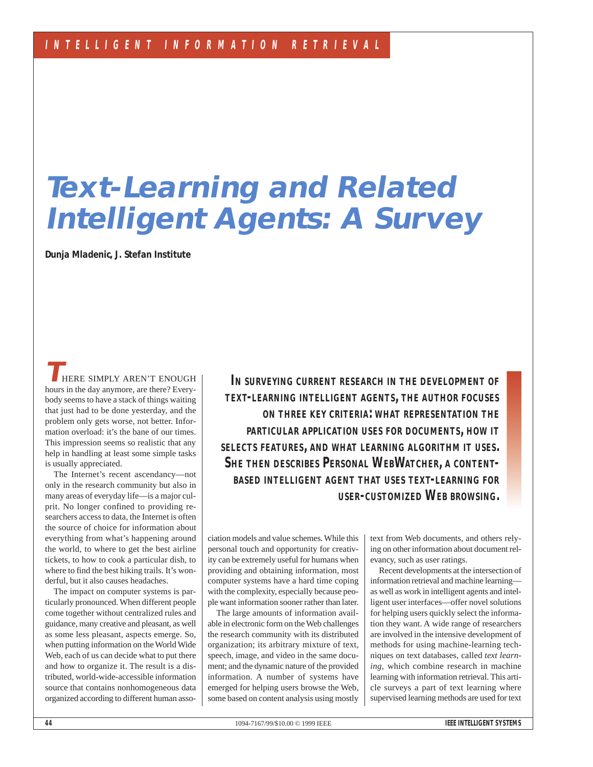# Text-Learning and Related Intelligent Agents: A Survey

**Dunja Mladenic, J. Stefan Institute**

**IN SURVEYING CURRENT RESEARCH IN THE DEVELOPMENT OF TEXT-LEARNING INTELLIGENT AGENTS, THE AUTHOR FOCUSES ON THREE KEY CRITERIA: WHAT REPRESENTATION THE PARTICULAR APPLICATION USES FOR DOCUMENTS, HOW IT SELECTS FEATURES, AND WHAT LEARNING ALGORITHM IT USES. SHE THEN DESCRIBES PERSONAL WEBWATCHER, A CONTENT-BASED INTELLIGENT AGENT THAT USES TEXT-LEARNING FOR USER-CUSTOMIZED WEB BROWSING.**

THERE SIMPLY AREN'T ENOUGH hours in the day anymore, are there? Everybody seems to have a stack of things waiting that just had to be done yesterday, and the problem only gets worse, not better. Information overload: it's the bane of our times. This impression seems so realistic that any help in handling at least some simple tasks is usually appreciated.

The Internet's recent ascendancy—not only in the research community but also in many areas of everyday life—is a major culprit. No longer confined to providing researchers access to data, the Internet is often the source of choice for information about everything from what's happening around the world, to where to get the best airline tickets, to how to cook a particular dish, to where to find the best hiking trails. It's wonderful, but it also causes headaches.

The impact on computer systems is particularly pronounced. When different people come together without centralized rules and guidance, many creative and pleasant, as well as some less pleasant, aspects emerge. So, when putting information on the World Wide Web, each of us can decide what to put there and how to organize it. The result is a distributed, world-wide-accessible information source that contains nonhomogeneous data organized according to different human association models and value schemes. While this personal touch and opportunity for creativity can be extremely useful for humans when providing and obtaining information, most computer systems have a hard time coping with the complexity, especially because people want information sooner rather than later.

The large amounts of information available in electronic form on the Web challenges the research community with its distributed organization; its arbitrary mixture of text, speech, image, and video in the same document; and the dynamic nature of the provided information. A number of systems have emerged for helping users browse the Web, some based on content analysis using mostly text from Web documents, and others relying on other information about document relevancy, such as user ratings.

Recent developments at the intersection of information retrieval and machine learning—as well as work in intelligent agents and intelligent user interfaces—offer novel solutions for helping users quickly select the information they want. A wide range of researchers are involved in the intensive development of methods for using machine-learning techniques on text databases, called *text learning*, which combine research in machine learning with information retrieval. This article surveys a part of text learning where supervised learning methods are used for text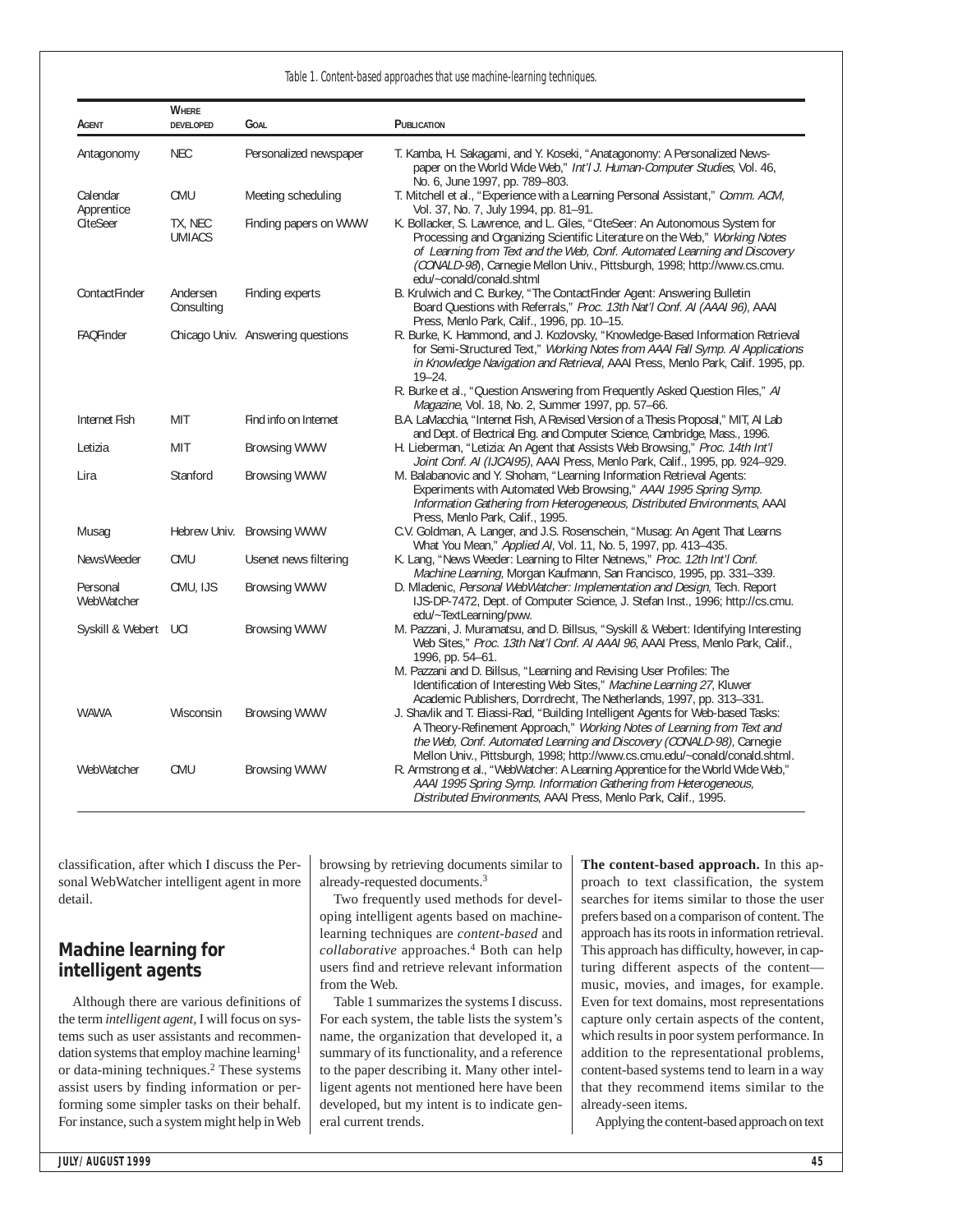Table 1. Content-based approaches that use machine-learning techniques.

| Agent | Where developed | Goal | Publication |
|---|---|---|---|
| Antagonomy | NEC | Personalized newspaper | T. Kamba, H. Sakagami, and Y. Koseki, "Anatagonomy: A Personalized Newspaper on the World Wide Web," *Int'l J. Human-Computer Studies*, Vol. 46, No. 6, June 1997, pp. 789–803. |
| Calendar Apprentice | CMU | Meeting scheduling | T. Mitchell et al., "Experience with a Learning Personal Assistant," *Comm. ACM*, Vol. 37, No. 7, July 1994, pp. 81–91. |
| CiteSeer | TX, NEC UMIACS | Finding papers on WWW | K. Bollacker, S. Lawrence, and L. Giles, "CiteSeer: An Autonomous System for Processing and Organizing Scientific Literature on the Web," *Working Notes of Learning from Text and the Web, Conf. Automated Learning and Discovery (CONALD-98)*, Carnegie Mellon Univ., Pittsburgh, 1998; http://www.cs.cmu.edu/~conald/conald.shtml |
| ContactFinder | Andersen Consulting | Finding experts | B. Krulwich and C. Burkey, "The ContactFinder Agent: Answering Bulletin Board Questions with Referrals," *Proc. 13th Nat'l Conf. AI (AAAI 96)*, AAAI Press, Menlo Park, Calif., 1996, pp. 10–15. |
| FAQFinder | Chicago Univ. | Answering questions | R. Burke, K. Hammond, and J. Kozlovsky, "Knowledge-Based Information Retrieval for Semi-Structured Text," *Working Notes from AAAI Fall Symp. AI Applications in Knowledge Navigation and Retrieval*, AAAI Press, Menlo Park, Calif. 1995, pp. 19–24. R. Burke et al., "Question Answering from Frequently Asked Question Files," *AI Magazine*, Vol. 18, No. 2, Summer 1997, pp. 57–66. |
| Internet Fish | MIT | Find info on Internet | B.A. LaMacchia, "Internet Fish, A Revised Version of a Thesis Proposal," MIT, AI Lab and Dept. of Electrical Eng. and Computer Science, Cambridge, Mass., 1996. |
| Letizia | MIT | Browsing WWW | H. Lieberman, "Letizia: An Agent that Assists Web Browsing," *Proc. 14th Int'l Joint Conf. AI (IJCAI95)*, AAAI Press, Menlo Park, Calif., 1995, pp. 924–929. |
| Lira | Stanford | Browsing WWW | M. Balabanovic and Y. Shoham, "Learning Information Retrieval Agents: Experiments with Automated Web Browsing," *AAAI 1995 Spring Symp. Information Gathering from Heterogeneous, Distributed Environments*, AAAI Press, Menlo Park, Calif., 1995. |
| Musag | Hebrew Univ. | Browsing WWW | C.V. Goldman, A. Langer, and J.S. Rosenschein, "Musag: An Agent That Learns What You Mean," *Applied AI*, Vol. 11, No. 5, 1997, pp. 413–435. |
| NewsWeeder | CMU | Usenet news filtering | K. Lang, "News Weeder: Learning to Filter Netnews," *Proc. 12th Int'l Conf. Machine Learning*, Morgan Kaufmann, San Francisco, 1995, pp. 331–339. |
| Personal WebWatcher | CMU, IJS | Browsing WWW | D. Mladenic, *Personal WebWatcher: Implementation and Design*, Tech. Report IJS-DP-7472, Dept. of Computer Science, J. Stefan Inst., 1996; http://cs.cmu.edu/~TextLearning/pww. |
| Syskill & Webert | UCI | Browsing WWW | M. Pazzani, J. Muramatsu, and D. Billsus, "Syskill & Webert: Identifying Interesting Web Sites," *Proc. 13th Nat'l Conf. AI AAAI 96*, AAAI Press, Menlo Park, Calif., 1996, pp. 54–61. M. Pazzani and D. Billsus, "Learning and Revising User Profiles: The Identification of Interesting Web Sites," *Machine Learning 27*, Kluwer Academic Publishers, Dorrdrecht, The Netherlands, 1997, pp. 313–331. |
| WAWA | Wisconsin | Browsing WWW | J. Shavlik and T. Eliassi-Rad, "Building Intelligent Agents for Web-based Tasks: A Theory-Refinement Approach," *Working Notes of Learning from Text and the Web, Conf. Automated Learning and Discovery (CONALD-98)*, Carnegie Mellon Univ., Pittsburgh, 1998; http://www.cs.cmu.edu/~conald/conald.shtml. |
| WebWatcher | CMU | Browsing WWW | R. Armstrong et al., "WebWatcher: A Learning Apprentice for the World Wide Web," *AAAI 1995 Spring Symp. Information Gathering from Heterogeneous, Distributed Environments*, AAAI Press, Menlo Park, Calif., 1995. |

classification, after which I discuss the Personal WebWatcher intelligent agent in more detail.

## Machine learning for intelligent agents

Although there are various definitions of the term *intelligent agent*, I will focus on systems such as user assistants and recommendation systems that employ machine learning[1] or data-mining techniques.[2] These systems assist users by finding information or performing some simpler tasks on their behalf. For instance, such a system might help in Web browsing by retrieving documents similar to already-requested documents.[3]

Two frequently used methods for developing intelligent agents based on machine-learning techniques are *content-based* and *collaborative* approaches.[4] Both can help users find and retrieve relevant information from the Web.

Table 1 summarizes the systems I discuss. For each system, the table lists the system's name, the organization that developed it, a summary of its functionality, and a reference to the paper describing it. Many other intelligent agents not mentioned here have been developed, but my intent is to indicate general current trends.

**The content-based approach.** In this approach to text classification, the system searches for items similar to those the user prefers based on a comparison of content. The approach has its roots in information retrieval. This approach has difficulty, however, in capturing different aspects of the content—music, movies, and images, for example. Even for text domains, most representations capture only certain aspects of the content, which results in poor system performance. In addition to the representational problems, content-based systems tend to learn in a way that they recommend items similar to the already-seen items.

Applying the content-based approach on text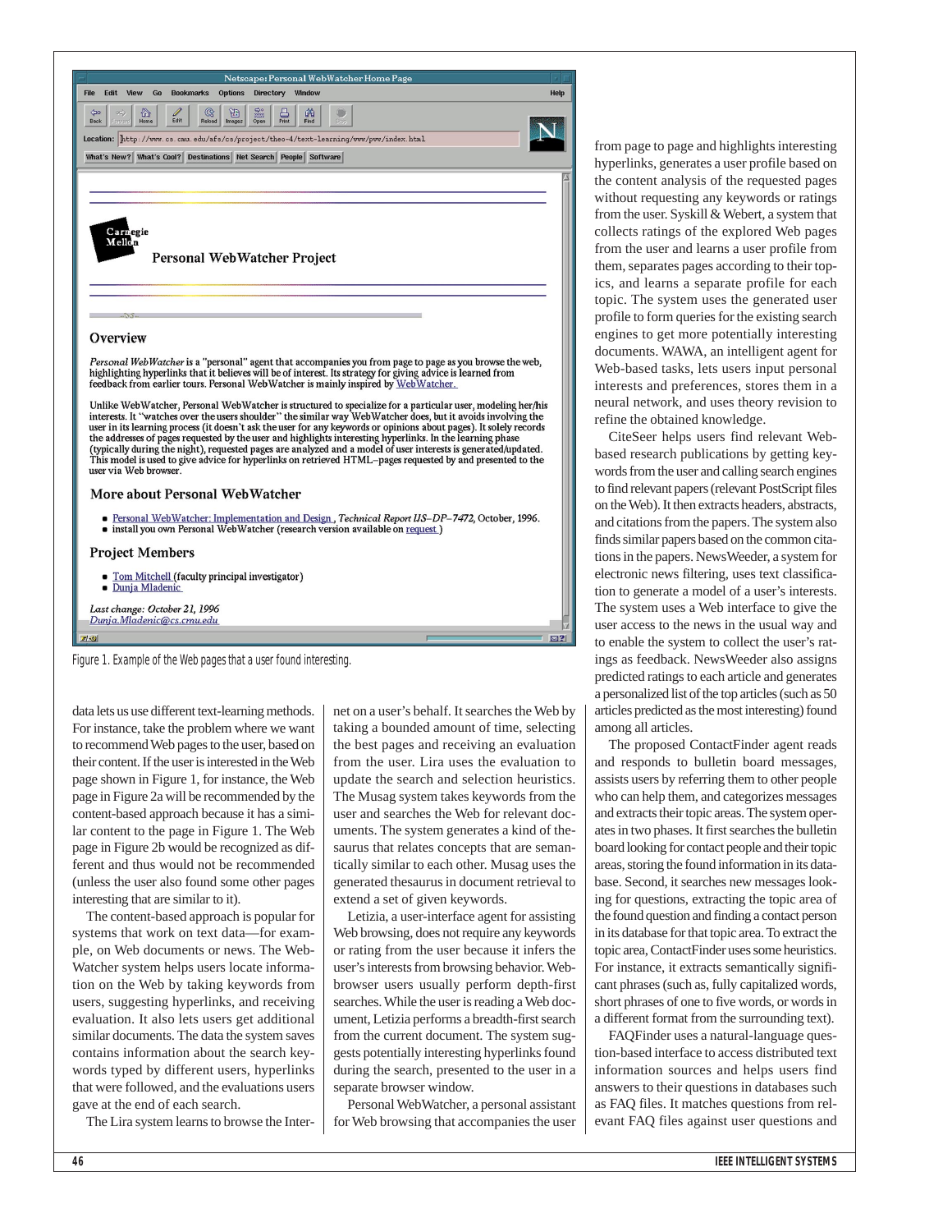Figure 1. Example of the Web pages that a user found interesting.

data lets us use different text-learning methods. For instance, take the problem where we want to recommend Web pages to the user, based on their content. If the user is interested in the Web page shown in Figure 1, for instance, the Web page in Figure 2a will be recommended by the content-based approach because it has a similar content to the page in Figure 1. The Web page in Figure 2b would be recognized as different and thus would not be recommended (unless the user also found some other pages interesting that are similar to it).

The content-based approach is popular for systems that work on text data—for example, on Web documents or news. The WebWatcher system helps users locate information on the Web by taking keywords from users, suggesting hyperlinks, and receiving evaluation. It also lets users get additional similar documents. The data the system saves contains information about the search keywords typed by different users, hyperlinks that were followed, and the evaluations users gave at the end of each search.

The Lira system learns to browse the Internet on a user's behalf. It searches the Web by taking a bounded amount of time, selecting the best pages and receiving an evaluation from the user. Lira uses the evaluation to update the search and selection heuristics. The Musag system takes keywords from the user and searches the Web for relevant documents. The system generates a kind of thesaurus that relates concepts that are semantically similar to each other. Musag uses the generated thesaurus in document retrieval to extend a set of given keywords.

Letizia, a user-interface agent for assisting Web browsing, does not require any keywords or rating from the user because it infers the user's interests from browsing behavior. Web-browser users usually perform depth-first searches. While the user is reading a Web document, Letizia performs a breadth-first search from the current document. The system suggests potentially interesting hyperlinks found during the search, presented to the user in a separate browser window.

Personal WebWatcher, a personal assistant for Web browsing that accompanies the user from page to page and highlights interesting hyperlinks, generates a user profile based on the content analysis of the requested pages without requesting any keywords or ratings from the user. Syskill & Webert, a system that collects ratings of the explored Web pages from the user and learns a user profile from them, separates pages according to their topics, and learns a separate profile for each topic. The system uses the generated user profile to form queries for the existing search engines to get more potentially interesting documents. WAWA, an intelligent agent for Web-based tasks, lets users input personal interests and preferences, stores them in a neural network, and uses theory revision to refine the obtained knowledge.

CiteSeer helps users find relevant Web-based research publications by getting keywords from the user and calling search engines to find relevant papers (relevant PostScript files on the Web). It then extracts headers, abstracts, and citations from the papers. The system also finds similar papers based on the common citations in the papers. NewsWeeder, a system for electronic news filtering, uses text classification to generate a model of a user's interests. The system uses a Web interface to give the user access to the news in the usual way and to enable the system to collect the user's ratings as feedback. NewsWeeder also assigns predicted ratings to each article and generates a personalized list of the top articles (such as 50 articles predicted as the most interesting) found among all articles.

The proposed ContactFinder agent reads and responds to bulletin board messages, assists users by referring them to other people who can help them, and categorizes messages and extracts their topic areas. The system operates in two phases. It first searches the bulletin board looking for contact people and their topic areas, storing the found information in its database. Second, it searches new messages looking for questions, extracting the topic area of the found question and finding a contact person in its database for that topic area. To extract the topic area, ContactFinder uses some heuristics. For instance, it extracts semantically significant phrases (such as, fully capitalized words, short phrases of one to five words, or words in a different format from the surrounding text).

FAQFinder uses a natural-language question-based interface to access distributed text information sources and helps users find answers to their questions in databases such as FAQ files. It matches questions from relevant FAQ files against user questions and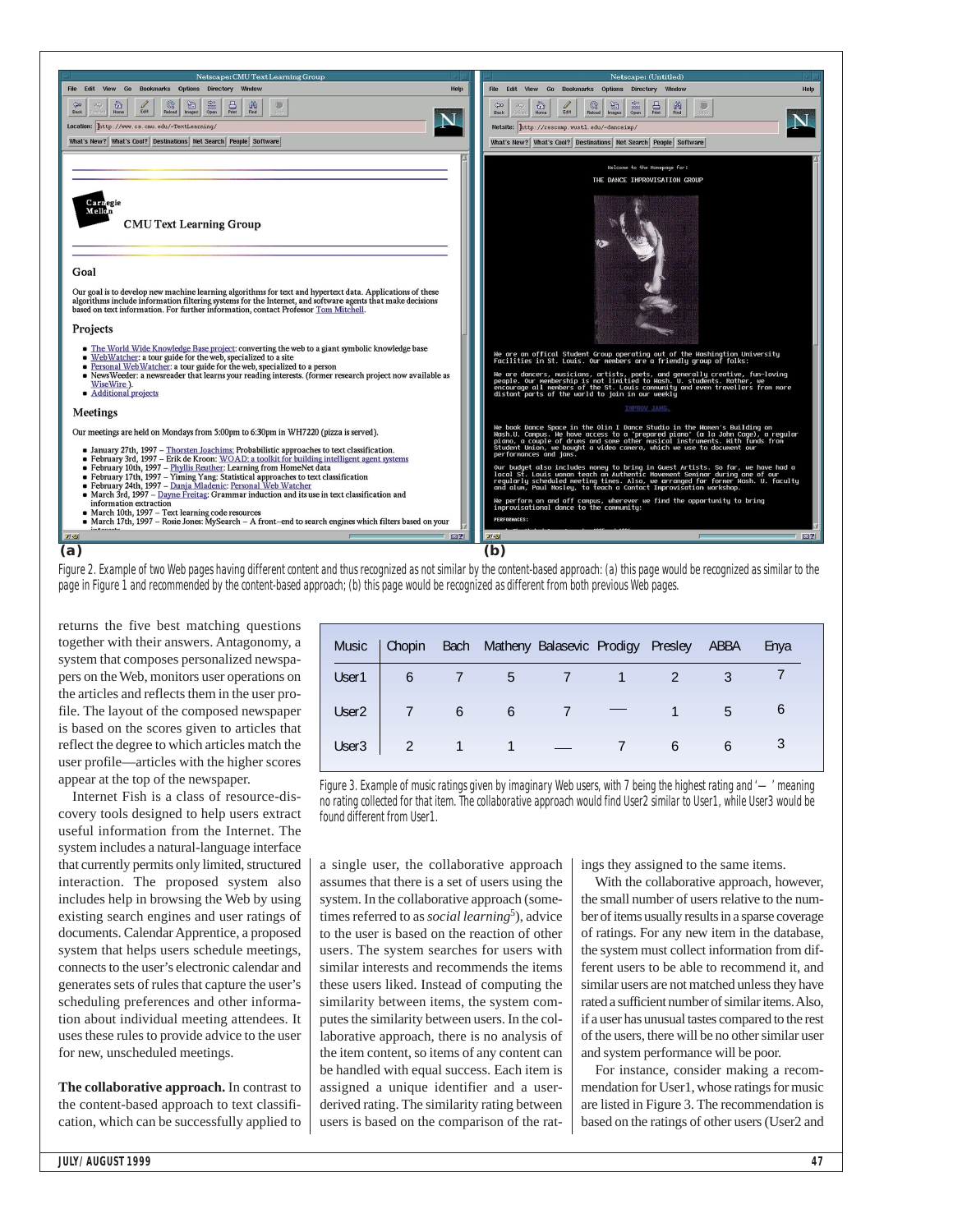(a) (b)

Figure 2. Example of two Web pages having different content and thus recognized as not similar by the content-based approach: (a) this page would be recognized as similar to the page in Figure 1 and recommended by the content-based approach; (b) this page would be recognized as different from both previous Web pages.

returns the five best matching questions together with their answers. Antagonomy, a system that composes personalized newspapers on the Web, monitors user operations on the articles and reflects them in the user profile. The layout of the composed newspaper is based on the scores given to articles that reflect the degree to which articles match the user profile—articles with the higher scores appear at the top of the newspaper.

Internet Fish is a class of resource-discovery tools designed to help users extract useful information from the Internet. The system includes a natural-language interface that currently permits only limited, structured interaction. The proposed system also includes help in browsing the Web by using existing search engines and user ratings of documents. CalendarApprentice, a proposed system that helps users schedule meetings, connects to the user's electronic calendar and generates sets of rules that capture the user's scheduling preferences and other information about individual meeting attendees. It uses these rules to provide advice to the user for new, unscheduled meetings.

**The collaborative approach.** In contrast to the content-based approach to text classification, which can be successfully applied to a single user, the collaborative approach assumes that there is a set of users using the system. In the collaborative approach (sometimes referred to as *social learning*[5]), advice to the user is based on the reaction of other users. The system searches for users with similar interests and recommends the items these users liked. Instead of computing the similarity between items, the system computes the similarity between users. In the collaborative approach, there is no analysis of the item content, so items of any content can be handled with equal success. Each item is assigned a unique identifier and a user-derived rating. The similarity rating between users is based on the comparison of the ratings they assigned to the same items.

With the collaborative approach, however, the small number of users relative to the number of items usually results in a sparse coverage of ratings. For any new item in the database, the system must collect information from different users to be able to recommend it, and similar users are not matched unless they have rated a sufficient number of similar items. Also, if a user has unusual tastes compared to the rest of the users, there will be no other similar user and system performance will be poor.

For instance, consider making a recommendation for User1, whose ratings for music are listed in Figure 3. The recommendation is based on the ratings of other users (User2 and

| Music | Chopin | Bach | Matheny | Balasevic | Prodigy | Presley | ABBA | Enya |
|---|---|---|---|---|---|---|---|---|
| User1 | 6 | 7 | 5 | 7 | 1 | 2 | 3 | 7 |
| User2 | 7 | 6 | 6 | 7 | — | 1 | 5 | 6 |
| User3 | 2 | 1 | 1 | — | 7 | 6 | 6 | 3 |

Figure 3. Example of music ratings given by imaginary Web users, with 7 being the highest rating and '— ' meaning no rating collected for that item. The collaborative approach would find User2 similar to User1, while User3 would be found different from User1.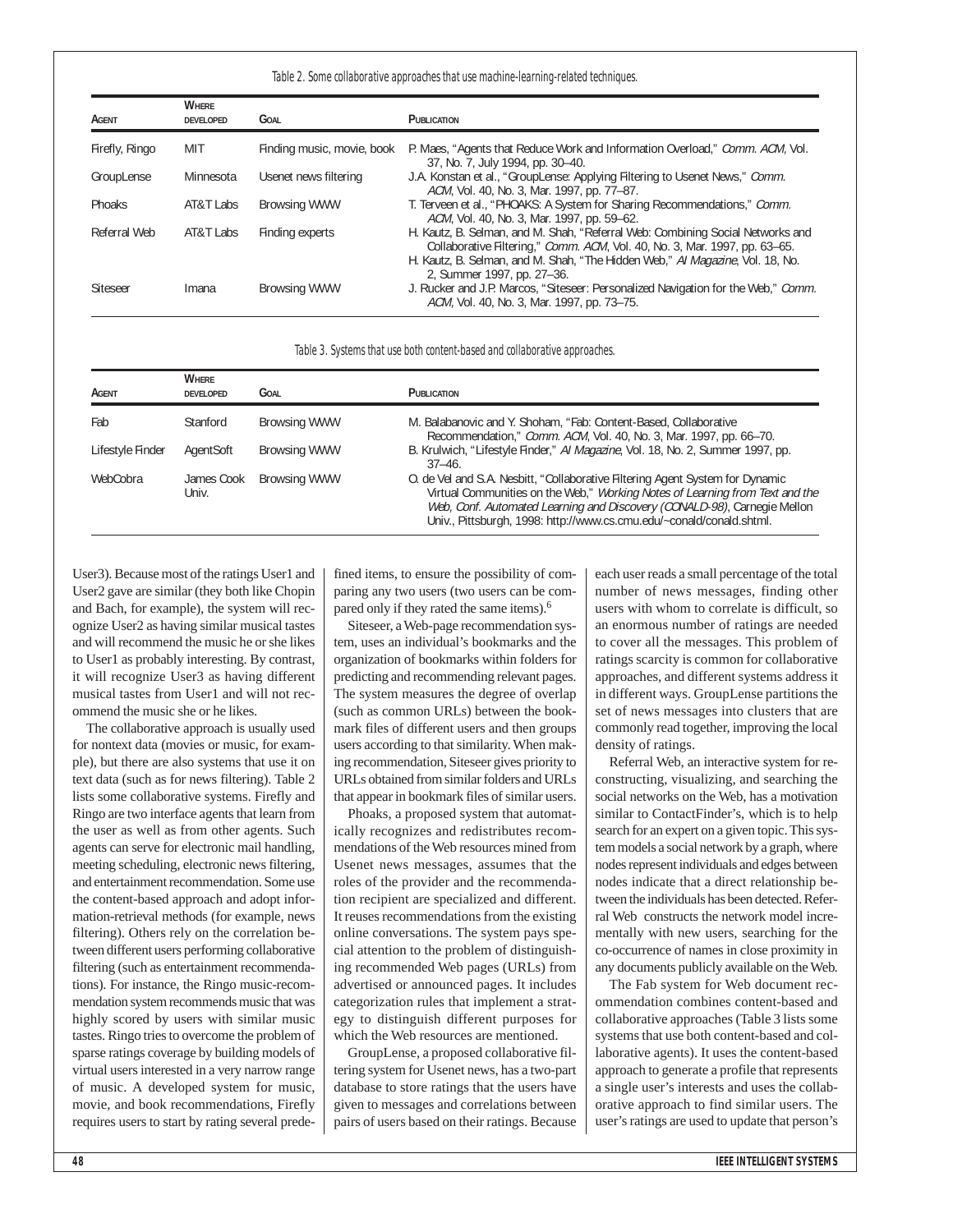Table 2. Some collaborative approaches that use machine-learning-related techniques.

| Agent | Where developed | Goal | Publication |
|---|---|---|---|
| Firefly, Ringo | MIT | Finding music, movie, book | P. Maes, "Agents that Reduce Work and Information Overload," *Comm. ACM*, Vol. 37, No. 7, July 1994, pp. 30–40. |
| GroupLense | Minnesota | Usenet news filtering | J.A. Konstan et al., "GroupLense: Applying Filtering to Usenet News," *Comm. ACM*, Vol. 40, No. 3, Mar. 1997, pp. 77–87. |
| Phoaks | AT&T Labs | Browsing WWW | T. Terveen et al., "PHOAKS: A System for Sharing Recommendations," *Comm. ACM*, Vol. 40, No. 3, Mar. 1997, pp. 59–62. |
| Referral Web | AT&T Labs | Finding experts | H. Kautz, B. Selman, and M. Shah, "Referral Web: Combining Social Networks and Collaborative Filtering," *Comm. ACM*, Vol. 40, No. 3, Mar. 1997, pp. 63–65. H. Kautz, B. Selman, and M. Shah, "The Hidden Web," *AI Magazine*, Vol. 18, No. 2, Summer 1997, pp. 27–36. |
| Siteseer | Imana | Browsing WWW | J. Rucker and J.P. Marcos, "Siteseer: Personalized Navigation for the Web," *Comm. ACM*, Vol. 40, No. 3, Mar. 1997, pp. 73–75. |

Table 3. Systems that use both content-based and collaborative approaches.

| Agent | Where developed | Goal | Publication |
|---|---|---|---|
| Fab | Stanford | Browsing WWW | M. Balabanovic and Y. Shoham, "Fab: Content-Based, Collaborative Recommendation," *Comm. ACM*, Vol. 40, No. 3, Mar. 1997, pp. 66–70. |
| Lifestyle Finder | AgentSoft | Browsing WWW | B. Krulwich, "Lifestyle Finder," *AI Magazine*, Vol. 18, No. 2, Summer 1997, pp. 37–46. |
| WebCobra | James Cook Univ. | Browsing WWW | O. de Vel and S.A. Nesbitt, "Collaborative Filtering Agent System for Dynamic Virtual Communities on the Web," *Working Notes of Learning from Text and the Web, Conf. Automated Learning and Discovery (CONALD-98)*, Carnegie Mellon Univ., Pittsburgh, 1998: http://www.cs.cmu.edu/~conald/conald.shtml. |

User3). Because most of the ratings User1 and User2 gave are similar (they both like Chopin and Bach, for example), the system will recognize User2 as having similar musical tastes and will recommend the music he or she likes to User1 as probably interesting. By contrast, it will recognize User3 as having different musical tastes from User1 and will not recommend the music she or he likes.

The collaborative approach is usually used for nontext data (movies or music, for example), but there are also systems that use it on text data (such as for news filtering). Table 2 lists some collaborative systems. Firefly and Ringo are two interface agents that learn from the user as well as from other agents. Such agents can serve for electronic mail handling, meeting scheduling, electronic news filtering, and entertainment recommendation. Some use the content-based approach and adopt information-retrieval methods (for example, news filtering). Others rely on the correlation between different users performing collaborative filtering (such as entertainment recommendations). For instance, the Ringo music-recommendation system recommends music that was highly scored by users with similar music tastes. Ringo tries to overcome the problem of sparse ratings coverage by building models of virtual users interested in a very narrow range of music. A developed system for music, movie, and book recommendations, Firefly requires users to start by rating several predefined items, to ensure the possibility of comparing any two users (two users can be compared only if they rated the same items).[6]

Siteseer, a Web-page recommendation system, uses an individual's bookmarks and the organization of bookmarks within folders for predicting and recommending relevant pages. The system measures the degree of overlap (such as common URLs) between the bookmark files of different users and then groups users according to that similarity. When making recommendation, Siteseer gives priority to URLs obtained from similar folders and URLs that appear in bookmark files of similar users.

Phoaks, a proposed system that automatically recognizes and redistributes recommendations of the Web resources mined from Usenet news messages, assumes that the roles of the provider and the recommendation recipient are specialized and different. It reuses recommendations from the existing online conversations. The system pays special attention to the problem of distinguishing recommended Web pages (URLs) from advertised or announced pages. It includes categorization rules that implement a strategy to distinguish different purposes for which the Web resources are mentioned.

GroupLense, a proposed collaborative filtering system for Usenet news, has a two-part database to store ratings that the users have given to messages and correlations between pairs of users based on their ratings. Because each user reads a small percentage of the total number of news messages, finding other users with whom to correlate is difficult, so an enormous number of ratings are needed to cover all the messages. This problem of ratings scarcity is common for collaborative approaches, and different systems address it in different ways. GroupLense partitions the set of news messages into clusters that are commonly read together, improving the local density of ratings.

Referral Web, an interactive system for reconstructing, visualizing, and searching the social networks on the Web, has a motivation similar to ContactFinder's, which is to help search for an expert on a given topic. This system models a social network by a graph, where nodes represent individuals and edges between nodes indicate that a direct relationship between the individuals has been detected. Referral Web constructs the network model incrementally with new users, searching for the co-occurrence of names in close proximity in any documents publicly available on the Web.

The Fab system for Web document recommendation combines content-based and collaborative approaches (Table 3 lists some systems that use both content-based and collaborative agents). It uses the content-based approach to generate a profile that represents a single user's interests and uses the collaborative approach to find similar users. The user's ratings are used to update that person's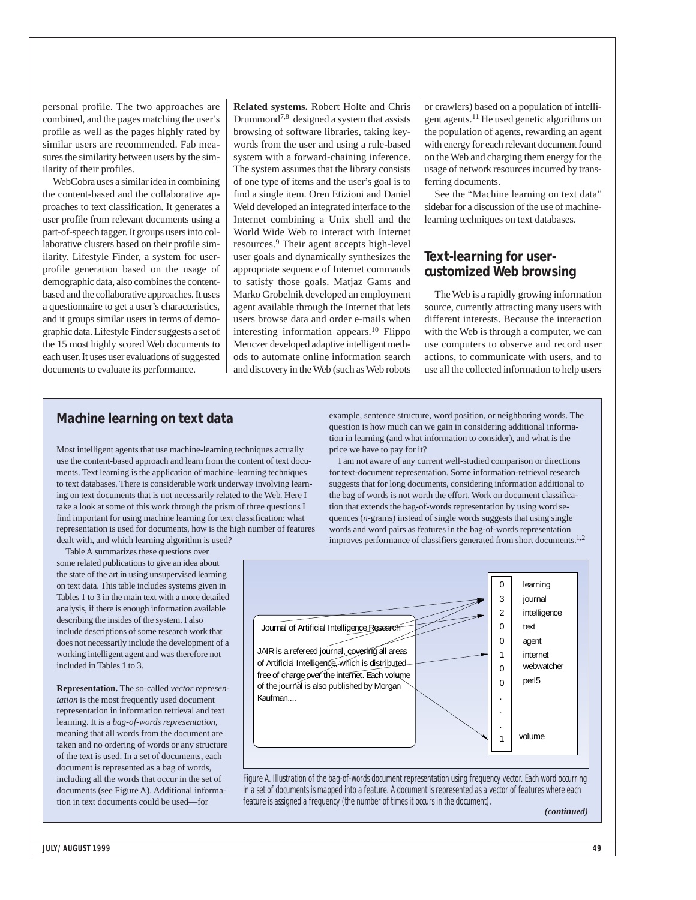personal profile. The two approaches are combined, and the pages matching the user's profile as well as the pages highly rated by similar users are recommended. Fab measures the similarity between users by the similarity of their profiles.

WebCobra uses a similar idea in combining the content-based and the collaborative approaches to text classification. It generates a user profile from relevant documents using a part-of-speech tagger. It groups users into collaborative clusters based on their profile similarity. Lifestyle Finder, a system for user-profile generation based on the usage of demographic data, also combines the content-based and the collaborative approaches. It uses a questionnaire to get a user's characteristics, and it groups similar users in terms of demographic data. Lifestyle Finder suggests a set of the 15 most highly scored Web documents to each user. It uses user evaluations of suggested documents to evaluate its performance.

**Related systems.** Robert Holte and Chris Drummond[7,8] designed a system that assists browsing of software libraries, taking keywords from the user and using a rule-based system with a forward-chaining inference. The system assumes that the library consists of one type of items and the user's goal is to find a single item. Oren Etizioni and Daniel Weld developed an integrated interface to the Internet combining a Unix shell and the World Wide Web to interact with Internet resources.[9] Their agent accepts high-level user goals and dynamically synthesizes the appropriate sequence of Internet commands to satisfy those goals. Matjaz Gams and Marko Grobelnik developed an employment agent available through the Internet that lets users browse data and order e-mails when interesting information appears.[10] Flippo Menczer developed adaptive intelligent methods to automate online information search and discovery in the Web (such as Web robots or crawlers) based on a population of intelligent agents.[11] He used genetic algorithms on the population of agents, rewarding an agent with energy for each relevant document found on the Web and charging them energy for the usage of network resources incurred by transferring documents.

See the "Machine learning on text data" sidebar for a discussion of the use of machine-learning techniques on text databases.

## Text-learning for user-customized Web browsing

The Web is a rapidly growing information source, currently attracting many users with different interests. Because the interaction with the Web is through a computer, we can use computers to observe and record user actions, to communicate with users, and to use all the collected information to help users

### Machine learning on text data

Most intelligent agents that use machine-learning techniques actually use the content-based approach and learn from the content of text documents. Text learning is the application of machine-learning techniques to text databases. There is considerable work underway involving learning on text documents that is not necessarily related to the Web. Here I take a look at some of this work through the prism of three questions I find important for using machine learning for text classification: what representation is used for documents, how is the high number of features dealt with, and which learning algorithm is used?

Table A summarizes these questions over some related publications to give an idea about the state of the art in using unsupervised learning on text data. This table includes systems given in Tables 1 to 3 in the main text with a more detailed analysis, if there is enough information available describing the insides of the system. I also include descriptions of some research work that does not necessarily include the development of a working intelligent agent and was therefore not included in Tables 1 to 3.

**Representation.** The so-called *vector representation* is the most frequently used document representation in information retrieval and text learning. It is a *bag-of-words representation*, meaning that all words from the document are taken and no ordering of words or any structure of the text is used. In a set of documents, each document is represented as a bag of words, including all the words that occur in the set of documents (see Figure A). Additional information in text documents could be used—for example, sentence structure, word position, or neighboring words. The question is how much can we gain in considering additional information in learning (and what information to consider), and what is the price we have to pay for it?

I am not aware of any current well-studied comparison or directions for text-document representation. Some information-retrieval research suggests that for long documents, considering information additional to the bag of words is not worth the effort. Work on document classification that extends the bag-of-words representation by using word sequences (*n*-grams) instead of single words suggests that using single words and word pairs as features in the bag-of-words representation improves performance of classifiers generated from short documents.[1,2]

Journal of Artificial Intelligence Research

JAIR is a refereed journal, covering all areas of Artificial Intelligence, which is distributed free of charge over the internet. Each volume of the journal is also published by Morgan Kaufman....

| | |
|---|---|
| 0 | learning |
| 3 | journal |
| 2 | intelligence |
| 0 | text |
| 0 | agent |
| 1 | internet |
| 0 | webwatcher |
| 0 | perl5 |
| . | |
| . | |
| . | |
| 1 | volume |

Figure A. Illustration of the bag-of-words document representation using frequency vector. Each word occurring in a set of documents is mapped into a feature. A document is represented as a vector of features where each feature is assigned a frequency (the number of times it occurs in the document).

*(continued)*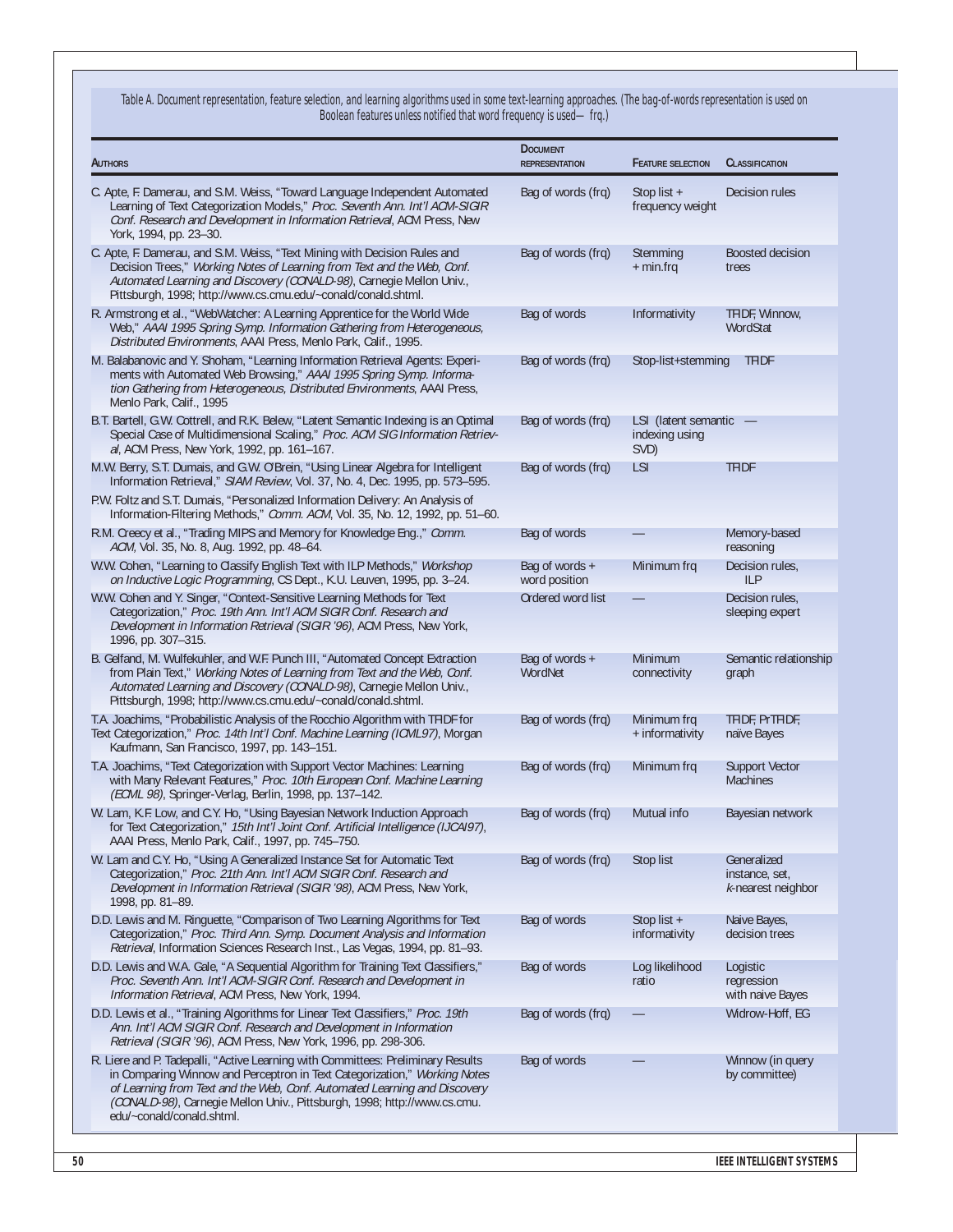Table A. Document representation, feature selection, and learning algorithms used in some text-learning approaches. (The bag-of-words representation is used on Boolean features unless notified that word frequency is used— frq.)

| Authors | Document representation | Feature selection | Classification |
|---|---|---|---|
| C. Apte, F. Damerau, and S.M. Weiss, "Toward Language Independent Automated Learning of Text Categorization Models," *Proc. Seventh Ann. Int'l ACM-SIGIR Conf. Research and Development in Information Retrieval*, ACM Press, New York, 1994, pp. 23–30. | Bag of words (frq) | Stop list + frequency weight | Decision rules |
| C. Apte, F. Damerau, and S.M. Weiss, "Text Mining with Decision Rules and Decision Trees," *Working Notes of Learning from Text and the Web, Conf. Automated Learning and Discovery (CONALD-98)*, Carnegie Mellon Univ., Pittsburgh, 1998; http://www.cs.cmu.edu/~conald/conald.shtml. | Bag of words (frq) | Stemming + min.frq | Boosted decision trees |
| R. Armstrong et al., "WebWatcher: A Learning Apprentice for the World Wide Web," *AAAI 1995 Spring Symp. Information Gathering from Heterogeneous, Distributed Environments*, AAAI Press, Menlo Park, Calif., 1995. | Bag of words | Informativity | TFIDF, Winnow, WordStat |
| M. Balabanovic and Y. Shoham, "Learning Information Retrieval Agents: Experiments with Automated Web Browsing," *AAAI 1995 Spring Symp. Information Gathering from Heterogeneous, Distributed Environments*, AAAI Press, Menlo Park, Calif., 1995 | Bag of words (frq) | Stop-list+stemming | TFIDF |
| B.T. Bartell, G.W. Cottrell, and R.K. Belew, "Latent Semantic Indexing is an Optimal Special Case of Multidimensional Scaling," *Proc. ACM SIG Information Retrieval*, ACM Press, New York, 1992, pp. 161–167. | Bag of words (frq) | LSI (latent semantic indexing using SVD) | — |
| M.W. Berry, S.T. Dumais, and G.W. O'Brein, "Using Linear Algebra for Intelligent Information Retrieval," *SIAM Review*, Vol. 37, No. 4, Dec. 1995, pp. 573–595. P.W. Foltz and S.T. Dumais, "Personalized Information Delivery: An Analysis of Information-Filtering Methods," *Comm. ACM*, Vol. 35, No. 12, 1992, pp. 51–60. | Bag of words (frq) | LSI | TFIDF |
| R.M. Creecy et al., "Trading MIPS and Memory for Knowledge Eng.," *Comm. ACM*, Vol. 35, No. 8, Aug. 1992, pp. 48–64. | Bag of words | — | Memory-based reasoning |
| W.W. Cohen, "Learning to Classify English Text with ILP Methods," *Workshop on Inductive Logic Programming*, CS Dept., K.U. Leuven, 1995, pp. 3–24. | Bag of words + word position | Minimum frq | Decision rules, ILP |
| W.W. Cohen and Y. Singer, "Context-Sensitive Learning Methods for Text Categorization," *Proc. 19th Ann. Int'l ACM SIGIR Conf. Research and Development in Information Retrieval (SIGIR '96)*, ACM Press, New York, 1996, pp. 307–315. | Ordered word list | — | Decision rules, sleeping expert |
| B. Gelfand, M. Wulfekuhler, and W.F. Punch III, "Automated Concept Extraction from Plain Text," *Working Notes of Learning from Text and the Web, Conf. Automated Learning and Discovery (CONALD-98)*, Carnegie Mellon Univ., Pittsburgh, 1998; http://www.cs.cmu.edu/~conald/conald.shtml. | Bag of words + WordNet | Minimum connectivity | Semantic relationship graph |
| T.A. Joachims, "Probabilistic Analysis of the Rocchio Algorithm with TFIDF for Text Categorization," *Proc. 14th Int'l Conf. Machine Learning (ICML97)*, Morgan Kaufmann, San Francisco, 1997, pp. 143–151. | Bag of words (frq) | Minimum frq + informativity | TFIDF, PrTFIDF, naïve Bayes |
| T.A. Joachims, "Text Categorization with Support Vector Machines: Learning with Many Relevant Features," *Proc. 10th European Conf. Machine Learning (ECML 98)*, Springer-Verlag, Berlin, 1998, pp. 137–142. | Bag of words (frq) | Minimum frq | Support Vector Machines |
| W. Lam, K.F. Low, and C.Y. Ho, "Using Bayesian Network Induction Approach for Text Categorization," *15th Int'l Joint Conf. Artificial Intelligence (IJCAI97)*, AAAI Press, Menlo Park, Calif., 1997, pp. 745–750. | Bag of words (frq) | Mutual info | Bayesian network |
| W. Lam and C.Y. Ho, "Using A Generalized Instance Set for Automatic Text Categorization," *Proc. 21th Ann. Int'l ACM SIGIR Conf. Research and Development in Information Retrieval (SIGIR '98)*, ACM Press, New York, 1998, pp. 81–89. | Bag of words (frq) | Stop list | Generalized instance, set, *k*-nearest neighbor |
| D.D. Lewis and M. Ringuette, "Comparison of Two Learning Algorithms for Text Categorization," *Proc. Third Ann. Symp. Document Analysis and Information Retrieval*, Information Sciences Research Inst., Las Vegas, 1994, pp. 81–93. | Bag of words | Stop list + informativity | Naive Bayes, decision trees |
| D.D. Lewis and W.A. Gale, "A Sequential Algorithm for Training Text Classifiers," *Proc. Seventh Ann. Int'l ACM-SIGIR Conf. Research and Development in Information Retrieval*, ACM Press, New York, 1994. | Bag of words | Log likelihood ratio | Logistic regression with naive Bayes |
| D.D. Lewis et al., "Training Algorithms for Linear Text Classifiers," *Proc. 19th Ann. Int'l ACM SIGIR Conf. Research and Development in Information Retrieval (SIGIR '96)*, ACM Press, New York, 1996, pp. 298-306. | Bag of words (frq) | — | Widrow-Hoff, EG |
| R. Liere and P. Tadepalli, "Active Learning with Committees: Preliminary Results in Comparing Winnow and Perceptron in Text Categorization," *Working Notes of Learning from Text and the Web, Conf. Automated Learning and Discovery (CONALD-98)*, Carnegie Mellon Univ., Pittsburgh, 1998; http://www.cs.cmu.edu/~conald/conald.shtml. | Bag of words | — | Winnow (in query by committee) |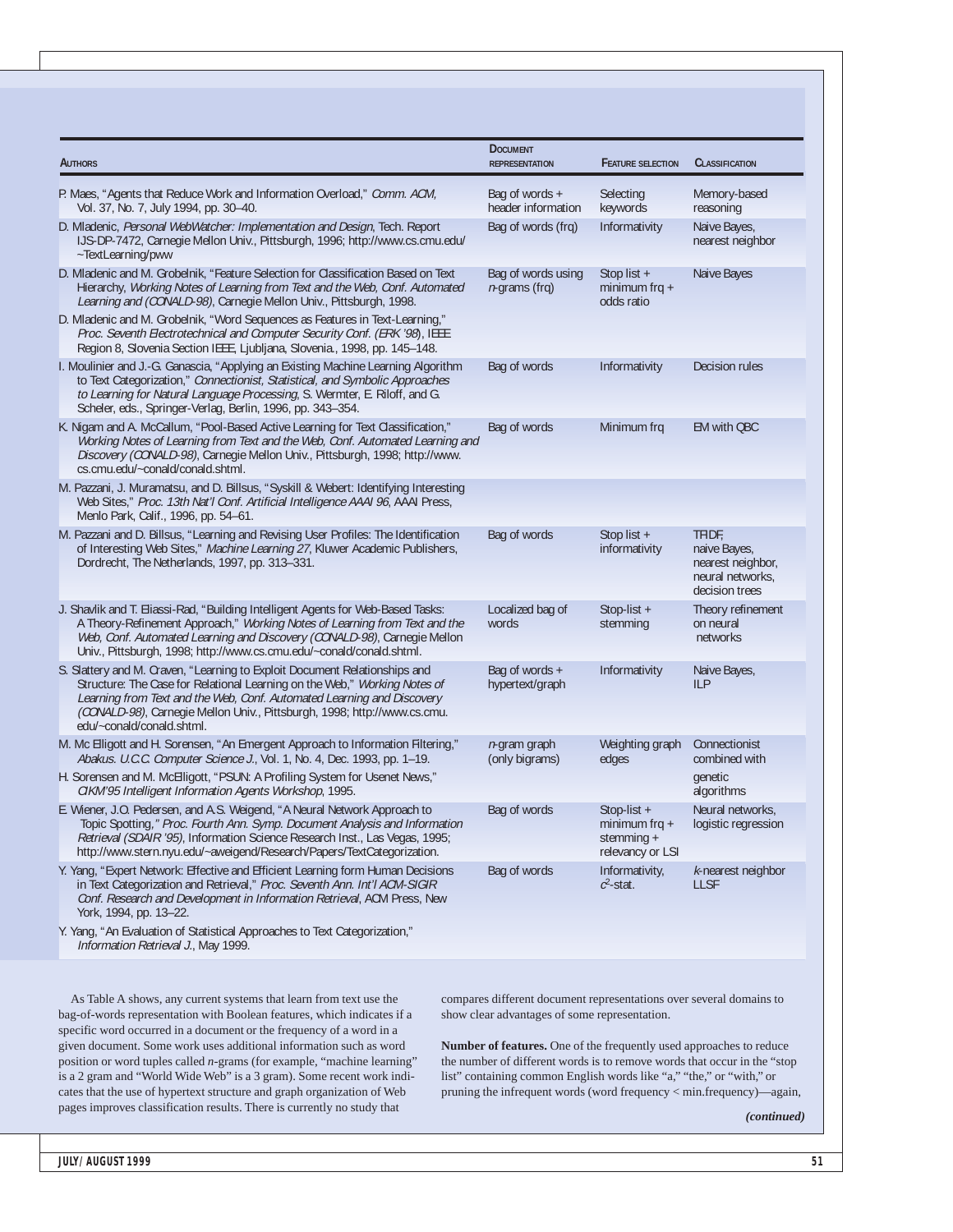| AUTHORS | DOCUMENT REPRESENTATION | FEATURE SELECTION | CLASSIFICATION |
|---|---|---|---|
| P. Maes, "Agents that Reduce Work and Information Overload," *Comm. ACM*, Vol. 37, No. 7, July 1994, pp. 30–40. | Bag of words + header information | Selecting keywords | Memory-based reasoning |
| D. Mladenic, *Personal WebWatcher: Implementation and Design*, Tech. Report IJS-DP-7472, Carnegie Mellon Univ., Pittsburgh, 1996; http://www.cs.cmu.edu/~TextLearning/pww | Bag of words (frq) | Informativity | Naive Bayes, nearest neighbor |
| D. Mladenic and M. Grobelnik, "Feature Selection for Classification Based on Text Hierarchy, *Working Notes of Learning from Text and the Web, Conf. Automated Learning and (CONALD-98)*, Carnegie Mellon Univ., Pittsburgh, 1998. D. Mladenic and M. Grobelnik, "Word Sequences as Features in Text-Learning," *Proc. Seventh Electrotechnical and Computer Security Conf. (ERK '98)*, IEEE Region 8, Slovenia Section IEEE, Ljubljana, Slovenia., 1998, pp. 145–148. | Bag of words using *n*-grams (frq) | Stop list + minimum frq + odds ratio | Naive Bayes |
| I. Moulinier and J.-G. Ganascia, "Applying an Existing Machine Learning Algorithm to Text Categorization," *Connectionist, Statistical, and Symbolic Approaches to Learning for Natural Language Processing*, S. Wermter, E. Riloff, and G. Scheler, eds., Springer-Verlag, Berlin, 1996, pp. 343–354. | Bag of words | Informativity | Decision rules |
| K. Nigam and A. McCallum, "Pool-Based Active Learning for Text Classification," *Working Notes of Learning from Text and the Web, Conf. Automated Learning and Discovery (CONALD-98)*, Carnegie Mellon Univ., Pittsburgh, 1998; http://www.cs.cmu.edu/~conald/conald.shtml. | Bag of words | Minimum frq | EM with QBC |
| M. Pazzani, J. Muramatsu, and D. Billsus, "Syskill & Webert: Identifying Interesting Web Sites," *Proc. 13th Nat'l Conf. Artificial Intelligence AAAI 96*, AAAI Press, Menlo Park, Calif., 1996, pp. 54–61. M. Pazzani and D. Billsus, "Learning and Revising User Profiles: The Identification of Interesting Web Sites," *Machine Learning 27*, Kluwer Academic Publishers, Dordrecht, The Netherlands, 1997, pp. 313–331. | Bag of words | Stop list + informativity | TFIDF, naive Bayes, nearest neighbor, neural networks, decision trees |
| J. Shavlik and T. Eliassi-Rad, "Building Intelligent Agents for Web-Based Tasks: A Theory-Refinement Approach," *Working Notes of Learning from Text and the Web, Conf. Automated Learning and Discovery (CONALD-98)*, Carnegie Mellon Univ., Pittsburgh, 1998; http://www.cs.cmu.edu/~conald/conald.shtml. | Localized bag of words | Stop-list + stemming | Theory refinement on neural networks |
| S. Slattery and M. Craven, "Learning to Exploit Document Relationships and Structure: The Case for Relational Learning on the Web," *Working Notes of Learning from Text and the Web, Conf. Automated Learning and Discovery (CONALD-98)*, Carnegie Mellon Univ., Pittsburgh, 1998; http://www.cs.cmu.edu/~conald/conald.shtml. | Bag of words + hypertext/graph | Informativity | Naive Bayes, ILP |
| M. Mc Elligott and H. Sorensen, "An Emergent Approach to Information Filtering," *Abakus. U.C.C. Computer Science J.*, Vol. 1, No. 4, Dec. 1993, pp. 1–19. H. Sorensen and M. McElligott, "PSUN: A Profiling System for Usenet News," *CIKM'95 Intelligent Information Agents Workshop*, 1995. | *n*-gram graph (only bigrams) | Weighting graph edges | Connectionist combined with genetic algorithms |
| E. Wiener, J.O. Pedersen, and A.S. Weigend, "A Neural Network Approach to Topic Spotting," *Proc. Fourth Ann. Symp. Document Analysis and Information Retrieval (SDAIR '95)*, Information Science Research Inst., Las Vegas, 1995; http://www.stern.nyu.edu/~aweigend/Research/Papers/TextCategorization. | Bag of words | Stop-list + minimum frq + stemming + relevancy or LSI | Neural networks, logistic regression |
| Y. Yang, "Expert Network: Effective and Efficient Learning form Human Decisions in Text Categorization and Retrieval," *Proc. Seventh Ann. Int'l ACM-SIGIR Conf. Research and Development in Information Retrieval*, ACM Press, New York, 1994, pp. 13–22. Y. Yang, "An Evaluation of Statistical Approaches to Text Categorization," *Information Retrieval J.*, May 1999. | Bag of words | Informativity, $c^2$-stat. | *k*-nearest neighbor LLSF |

As Table A shows, any current systems that learn from text use the bag-of-words representation with Boolean features, which indicates if a specific word occurred in a document or the frequency of a word in a given document. Some work uses additional information such as word position or word tuples called *n*-grams (for example, "machine learning" is a 2 gram and "World Wide Web" is a 3 gram). Some recent work indicates that the use of hypertext structure and graph organization of Web pages improves classification results. There is currently no study that compares different document representations over several domains to show clear advantages of some representation.

**Number of features.** One of the frequently used approaches to reduce the number of different words is to remove words that occur in the "stop list" containing common English words like "a," "the," or "with," or pruning the infrequent words (word frequency < min.frequency)—again,

*(continued)*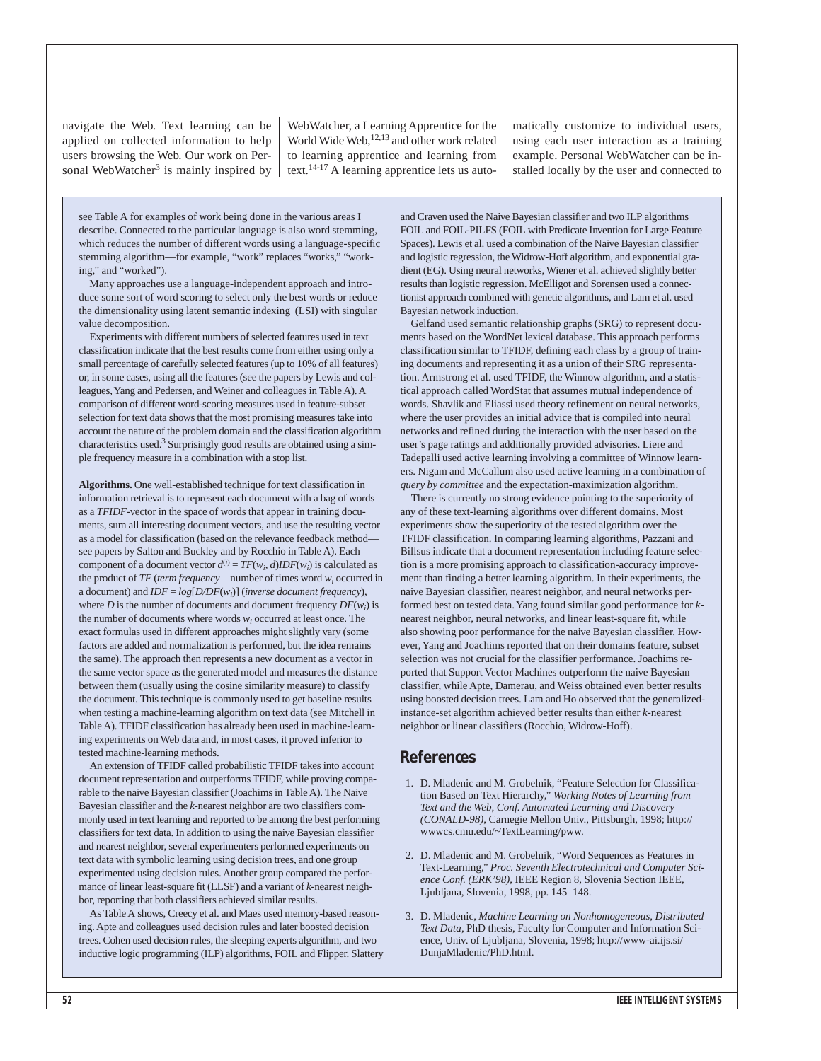navigate the Web. Text learning can be applied on collected information to help users browsing the Web. Our work on Personal WebWatcher[3] is mainly inspired by WebWatcher, a Learning Apprentice for the World Wide Web,[12,13] and other work related to learning apprentice and learning from text.[14-17] A learning apprentice lets us automatically customize to individual users, using each user interaction as a training example. Personal WebWatcher can be installed locally by the user and connected to

see Table A for examples of work being done in the various areas I describe. Connected to the particular language is also word stemming, which reduces the number of different words using a language-specific stemming algorithm—for example, "work" replaces "works," "working," and "worked").

Many approaches use a language-independent approach and introduce some sort of word scoring to select only the best words or reduce the dimensionality using latent semantic indexing (LSI) with singular value decomposition.

Experiments with different numbers of selected features used in text classification indicate that the best results come from either using only a small percentage of carefully selected features (up to 10% of all features) or, in some cases, using all the features (see the papers by Lewis and colleagues, Yang and Pedersen, and Weiner and colleagues in Table A). A comparison of different word-scoring measures used in feature-subset selection for text data shows that the most promising measures take into account the nature of the problem domain and the classification algorithm characteristics used.[3] Surprisingly good results are obtained using a simple frequency measure in a combination with a stop list.

**Algorithms.** One well-established technique for text classification in information retrieval is to represent each document with a bag of words as a *TFIDF*-vector in the space of words that appear in training documents, sum all interesting document vectors, and use the resulting vector as a model for classification (based on the relevance feedback method—see papers by Salton and Buckley and by Rocchio in Table A). Each component of a document vector $d^{(i)} = TF(w_i, d)IDF(w_i)$ is calculated as the product of *TF* (*term frequency*—number of times word $w_i$ occurred in a document) and $IDF = log[D/DF(w_i)]$ (*inverse document frequency*), where $D$ is the number of documents and document frequency $DF(w_i)$ is the number of documents where words $w_i$ occurred at least once. The exact formulas used in different approaches might slightly vary (some factors are added and normalization is performed, but the idea remains the same). The approach then represents a new document as a vector in the same vector space as the generated model and measures the distance between them (usually using the cosine similarity measure) to classify the document. This technique is commonly used to get baseline results when testing a machine-learning algorithm on text data (see Mitchell in Table A). TFIDF classification has already been used in machine-learning experiments on Web data and, in most cases, it proved inferior to tested machine-learning methods.

An extension of TFIDF called probabilistic TFIDF takes into account document representation and outperforms TFIDF, while proving comparable to the naive Bayesian classifier (Joachims in Table A). The Naive Bayesian classifier and the *k*-nearest neighbor are two classifiers commonly used in text learning and reported to be among the best performing classifiers for text data. In addition to using the naive Bayesian classifier and nearest neighbor, several experimenters performed experiments on text data with symbolic learning using decision trees, and one group experimented using decision rules. Another group compared the performance of linear least-square fit (LLSF) and a variant of *k*-nearest neighbor, reporting that both classifiers achieved similar results.

As Table A shows, Creecy et al. and Maes used memory-based reasoning. Apte and colleagues used decision rules and later boosted decision trees. Cohen used decision rules, the sleeping experts algorithm, and two inductive logic programming (ILP) algorithms, FOIL and Flipper. Slattery and Craven used the Naive Bayesian classifier and two ILP algorithms FOIL and FOIL-PILFS (FOIL with Predicate Invention for Large Feature Spaces). Lewis et al. used a combination of the Naive Bayesian classifier and logistic regression, the Widrow-Hoff algorithm, and exponential gradient (EG). Using neural networks, Wiener et al. achieved slightly better results than logistic regression. McElligot and Sorensen used a connectionist approach combined with genetic algorithms, and Lam et al. used Bayesian network induction.

Gelfand used semantic relationship graphs (SRG) to represent documents based on the WordNet lexical database. This approach performs classification similar to TFIDF, defining each class by a group of training documents and representing it as a union of their SRG representation. Armstrong et al. used TFIDF, the Winnow algorithm, and a statistical approach called WordStat that assumes mutual independence of words. Shavlik and Eliassi used theory refinement on neural networks, where the user provides an initial advice that is compiled into neural networks and refined during the interaction with the user based on the user's page ratings and additionally provided advisories. Liere and Tadepalli used active learning involving a committee of Winnow learners. Nigam and McCallum also used active learning in a combination of *query by committee* and the expectation-maximization algorithm.

There is currently no strong evidence pointing to the superiority of any of these text-learning algorithms over different domains. Most experiments show the superiority of the tested algorithm over the TFIDF classification. In comparing learning algorithms, Pazzani and Billsus indicate that a document representation including feature selection is a more promising approach to classification-accuracy improvement than finding a better learning algorithm. In their experiments, the naive Bayesian classifier, nearest neighbor, and neural networks performed best on tested data. Yang found similar good performance for *k*-nearest neighbor, neural networks, and linear least-square fit, while also showing poor performance for the naive Bayesian classifier. However, Yang and Joachims reported that on their domains feature, subset selection was not crucial for the classifier performance. Joachims reported that Support Vector Machines outperform the naive Bayesian classifier, while Apte, Damerau, and Weiss obtained even better results using boosted decision trees. Lam and Ho observed that the generalized-instance-set algorithm achieved better results than either *k*-nearest neighbor or linear classifiers (Rocchio, Widrow-Hoff).

## References

1. D. Mladenic and M. Grobelnik, "Feature Selection for Classification Based on Text Hierarchy," *Working Notes of Learning from Text and the Web, Conf. Automated Learning and Discovery (CONALD-98)*, Carnegie Mellon Univ., Pittsburgh, 1998; http://wwwcs.cmu.edu/~TextLearning/pww.

2. D. Mladenic and M. Grobelnik, "Word Sequences as Features in Text-Learning," *Proc. Seventh Electrotechnical and Computer Science Conf. (ERK'98)*, IEEE Region 8, Slovenia Section IEEE, Ljubljana, Slovenia, 1998, pp. 145–148.

3. D. Mladenic, *Machine Learning on Nonhomogeneous, Distributed Text Data*, PhD thesis, Faculty for Computer and Information Science, Univ. of Ljubljana, Slovenia, 1998; http://www-ai.ijs.si/DunjaMladenic/PhD.html.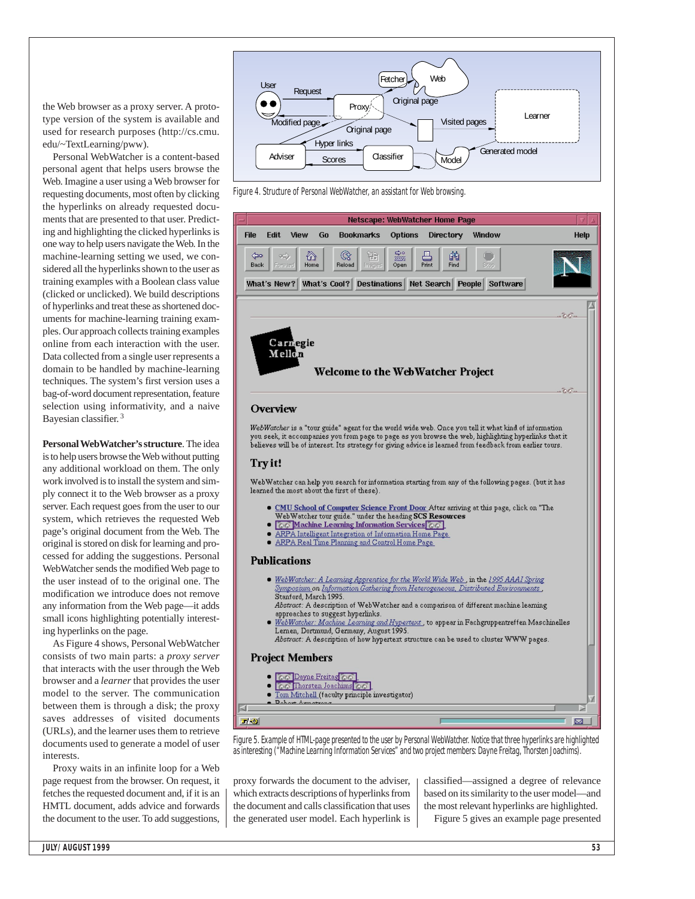the Web browser as a proxy server. A prototype version of the system is available and used for research purposes (http://cs.cmu.edu/~TextLearning/pww).

Personal WebWatcher is a content-based personal agent that helps users browse the Web. Imagine a user using a Web browser for requesting documents, most often by clicking the hyperlinks on already requested documents that are presented to that user. Predicting and highlighting the clicked hyperlinks is one way to help users navigate the Web. In the machine-learning setting we used, we considered all the hyperlinks shown to the user as training examples with a Boolean class value (clicked or unclicked). We build descriptions of hyperlinks and treat these as shortened documents for machine-learning training examples. Our approach collects training examples online from each interaction with the user. Data collected from a single user represents a domain to be handled by machine-learning techniques. The system's first version uses a bag-of-word document representation, feature selection using informativity, and a naive Bayesian classifier.[3]

**Personal WebWatcher's structure**. The idea is to help users browse the Web without putting any additional workload on them. The only work involved is to install the system and simply connect it to the Web browser as a proxy server. Each request goes from the user to our system, which retrieves the requested Web page's original document from the Web. The original is stored on disk for learning and processed for adding the suggestions. Personal WebWatcher sends the modified Web page to the user instead of to the original one. The modification we introduce does not remove any information from the Web page—it adds small icons highlighting potentially interesting hyperlinks on the page.

As Figure 4 shows, Personal WebWatcher consists of two main parts: a *proxy server* that interacts with the user through the Web browser and a *learner* that provides the user model to the server. The communication between them is through a disk; the proxy saves addresses of visited documents (URLs), and the learner uses them to retrieve documents used to generate a model of user interests.

Proxy waits in an infinite loop for a Web page request from the browser. On request, it fetches the requested document and, if it is an HMTL document, adds advice and forwards the document to the user. To add suggestions, proxy forwards the document to the adviser, which extracts descriptions of hyperlinks from the document and calls classification that uses the generated user model. Each hyperlink is classified—assigned a degree of relevance based on its similarity to the user model—and the most relevant hyperlinks are highlighted.

Figure 4. Structure of Personal WebWatcher, an assistant for Web browsing.

Figure 5. Example of HTML-page presented to the user by Personal WebWatcher. Notice that three hyperlinks are highlighted as interesting ("Machine Learning Information Services" and two project members: Dayne Freitag, Thorsten Joachims).

Figure 5 gives an example page presented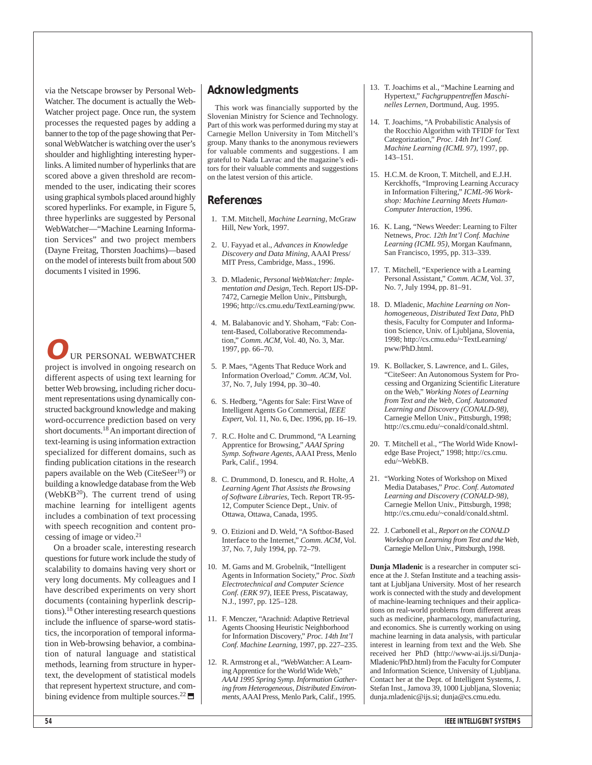via the Netscape browser by Personal WebWatcher. The document is actually the WebWatcher project page. Once run, the system processes the requested pages by adding a banner to the top of the page showing that Personal WebWatcher is watching over the user's shoulder and highlighting interesting hyperlinks. A limited number of hyperlinks that are scored above a given threshold are recommended to the user, indicating their scores using graphical symbols placed around highly scored hyperlinks. For example, in Figure 5, three hyperlinks are suggested by Personal WebWatcher—"Machine Learning Information Services" and two project members (Dayne Freitag, Thorsten Joachims)—based on the model of interests built from about 500 documents I visited in 1996.

OUR PERSONAL WEBWATCHER project is involved in ongoing research on different aspects of using text learning for better Web browsing, including richer document representations using dynamically constructed background knowledge and making word-occurrence prediction based on very short documents.[18] An important direction of text-learning is using information extraction specialized for different domains, such as finding publication citations in the research papers available on the Web (CiteSeer[19]) or building a knowledge database from the Web (WebKB[20]). The current trend of using machine learning for intelligent agents includes a combination of text processing with speech recognition and content processing of image or video.[21]

On a broader scale, interesting research questions for future work include the study of scalability to domains having very short or very long documents. My colleagues and I have described experiments on very short documents (containing hyperlink descriptions).[18] Other interesting research questions include the influence of sparse-word statistics, the incorporation of temporal information in Web-browsing behavior, a combination of natural language and statistical methods, learning from structure in hypertext, the development of statistical models that represent hypertext structure, and combining evidence from multiple sources.[22]

## Acknowledgments

This work was financially supported by the Slovenian Ministry for Science and Technology. Part of this work was performed during my stay at Carnegie Mellon University in Tom Mitchell's group. Many thanks to the anonymous reviewers for valuable comments and suggestions. I am grateful to Nada Lavrac and the magazine's editors for their valuable comments and suggestions on the latest version of this article.

## References

1. T.M. Mitchell, *Machine Learning*, McGraw Hill, New York, 1997.
2. U. Fayyad et al., *Advances in Knowledge Discovery and Data Mining*, AAAI Press/ MIT Press, Cambridge, Mass., 1996.
3. D. Mladenic, *Personal WebWatcher: Implementation and Design*, Tech. Report IJS-DP-7472, Carnegie Mellon Univ., Pittsburgh, 1996; http://cs.cmu.edu/TextLearning/pww.
4. M. Balabanovic and Y. Shoham, "Fab: Content-Based, Collaborative Recommendation," *Comm. ACM*, Vol. 40, No. 3, Mar. 1997, pp. 66–70.
5. P. Maes, "Agents That Reduce Work and Information Overload," *Comm. ACM*, Vol. 37, No. 7, July 1994, pp. 30–40.
6. S. Hedberg, "Agents for Sale: First Wave of Intelligent Agents Go Commercial, *IEEE Expert*, Vol. 11, No. 6, Dec. 1996, pp. 16–19.
7. R.C. Holte and C. Drummond, "A Learning Apprentice for Browsing," *AAAI Spring Symp. Software Agents*, AAAI Press, Menlo Park, Calif., 1994.
8. C. Drummond, D. Ionescu, and R. Holte, *A Learning Agent That Assists the Browsing of Software Libraries*, Tech. Report TR-95-12, Computer Science Dept., Univ. of Ottawa, Ottawa, Canada, 1995.
9. O. Etizioni and D. Weld, "A Softbot-Based Interface to the Internet," *Comm. ACM*, Vol. 37, No. 7, July 1994, pp. 72–79.
10. M. Gams and M. Grobelnik, "Intelligent Agents in Information Society," *Proc. Sixth Electrotechnical and Computer Science Conf. (ERK 97)*, IEEE Press, Piscataway, N.J., 1997, pp. 125–128.
11. F. Menczer, "Arachnid: Adaptive Retrieval Agents Choosing Heuristic Neighborhood for Information Discovery," *Proc. 14th Int'l Conf. Machine Learning*, 1997, pp. 227–235.
12. R. Armstrong et al., "WebWatcher: A Learning Apprentice for the World Wide Web," *AAAI 1995 Spring Symp. Information Gathering from Heterogeneous, Distributed Environments*, AAAI Press, Menlo Park, Calif., 1995.
13. T. Joachims et al., "Machine Learning and Hypertext," *Fachgruppentreffen Maschinelles Lernen*, Dortmund, Aug. 1995.
14. T. Joachims, "A Probabilistic Analysis of the Rocchio Algorithm with TFIDF for Text Categorization," *Proc. 14th Int'l Conf. Machine Learning (ICML 97)*, 1997, pp. 143–151.
15. H.C.M. de Kroon, T. Mitchell, and E.J.H. Kerckhoffs, "Improving Learning Accuracy in Information Filtering," *ICML-96 Workshop: Machine Learning Meets Human-Computer Interaction*, 1996.
16. K. Lang, "News Weeder: Learning to Filter Netnews, *Proc. 12th Int'l Conf. Machine Learning (ICML 95)*, Morgan Kaufmann, San Francisco, 1995, pp. 313–339.
17. T. Mitchell, "Experience with a Learning Personal Assistant," *Comm. ACM*, Vol. 37, No. 7, July 1994, pp. 81–91.
18. D. Mladenic, *Machine Learning on Non-homogeneous, Distributed Text Data*, PhD thesis, Faculty for Computer and Information Science, Univ. of Ljubljana, Slovenia, 1998; http://cs.cmu.edu/~TextLearning/pww/PhD.html.
19. K. Bollacker, S. Lawrence, and L. Giles, "CiteSeer: An Autonomous System for Processing and Organizing Scientific Literature on the Web," *Working Notes of Learning from Text and the Web, Conf. Automated Learning and Discovery (CONALD-98)*, Carnegie Mellon Univ., Pittsburgh, 1998; http://cs.cmu.edu/~conald/conald.shtml.
20. T. Mitchell et al., "The World Wide Knowledge Base Project," 1998; http://cs.cmu.edu/~WebKB.
21. "Working Notes of Workshop on Mixed Media Databases," *Proc. Conf. Automated Learning and Discovery (CONALD-98)*, Carnegie Mellon Univ., Pittsburgh, 1998; http://cs.cmu.edu/~conald/conald.shtml.
22. J. Carbonell et al., *Report on the CONALD Workshop on Learning from Text and the Web*, Carnegie Mellon Univ., Pittsburgh, 1998.

**Dunja Mladenic** is a researcher in computer science at the J. Stefan Institute and a teaching assistant at Ljubljana University. Most of her research work is connected with the study and development of machine-learning techniques and their applications on real-world problems from different areas such as medicine, pharmacology, manufacturing, and economics. She is currently working on using machine learning in data analysis, with particular interest in learning from text and the Web. She received her PhD (http://www-ai.ijs.si/DunjaMladenic/PhD.html) from the Faculty for Computer and Information Science, University of Ljubljana. Contact her at the Dept. of Intelligent Systems, J. Stefan Inst., Jamova 39, 1000 Ljubljana, Slovenia; dunja.mladenic@ijs.si; dunja@cs.cmu.edu.